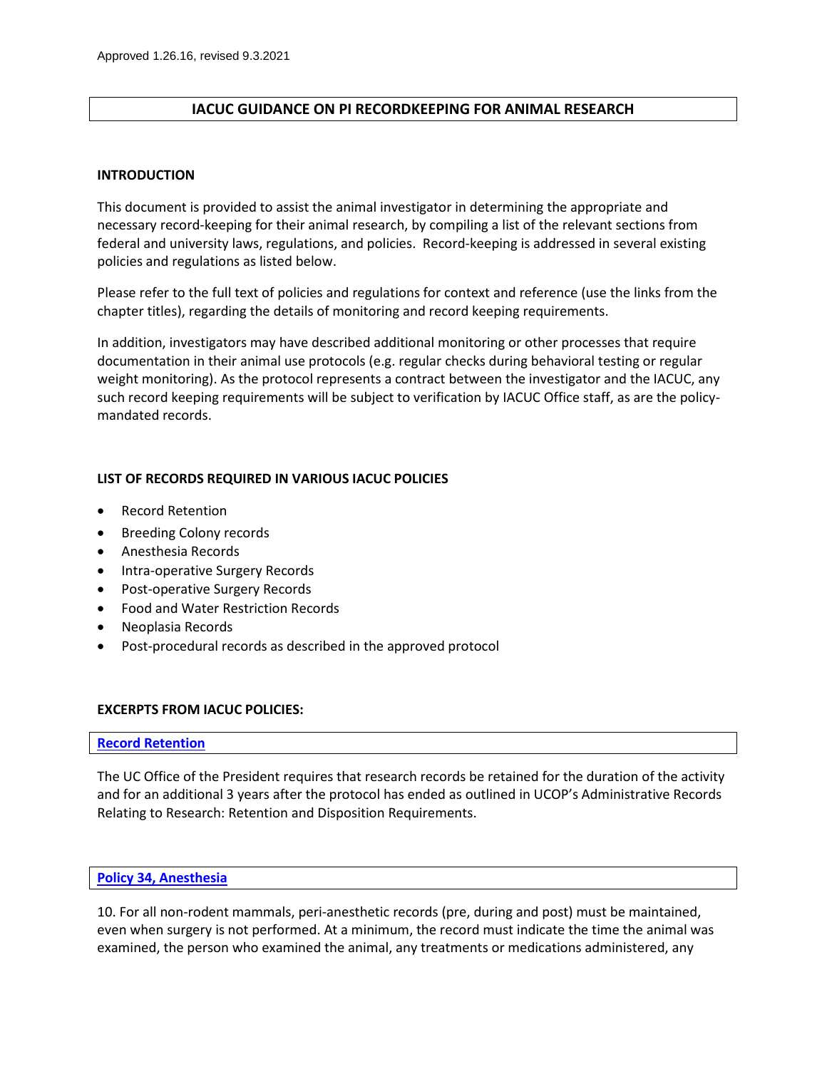Approved 1.26.16, revised 9.3.2021

# IACUC GUIDANCE ON PI RECORDKEEPING FOR ANIMAL RESEARCH

## INTRODUCTION

This document is provided to assist the animal investigator in determining the appropriate and necessary record-keeping for their animal research, by compiling a list of the relevant sections from federal and university laws, regulations, and policies. Record-keeping is addressed in several existing policies and regulations as listed below.

Please refer to the full text of policies and regulations for context and reference (use the links from the chapter titles), regarding the details of monitoring and record keeping requirements.

In addition, investigators may have described additional monitoring or other processes that require documentation in their animal use protocols (e.g. regular checks during behavioral testing or regular weight monitoring). As the protocol represents a contract between the investigator and the IACUC, any such record keeping requirements will be subject to verification by IACUC Office staff, as are the policy-mandated records.

## LIST OF RECORDS REQUIRED IN VARIOUS IACUC POLICIES

- Record Retention
- Breeding Colony records
- Anesthesia Records
- Intra-operative Surgery Records
- Post-operative Surgery Records
- Food and Water Restriction Records
- Neoplasia Records
- Post-procedural records as described in the approved protocol

## EXCERPTS FROM IACUC POLICIES:

### Record Retention

The UC Office of the President requires that research records be retained for the duration of the activity and for an additional 3 years after the protocol has ended as outlined in UCOP's Administrative Records Relating to Research: Retention and Disposition Requirements.

### Policy 34, Anesthesia

10. For all non-rodent mammals, peri-anesthetic records (pre, during and post) must be maintained, even when surgery is not performed. At a minimum, the record must indicate the time the animal was examined, the person who examined the animal, any treatments or medications administered, any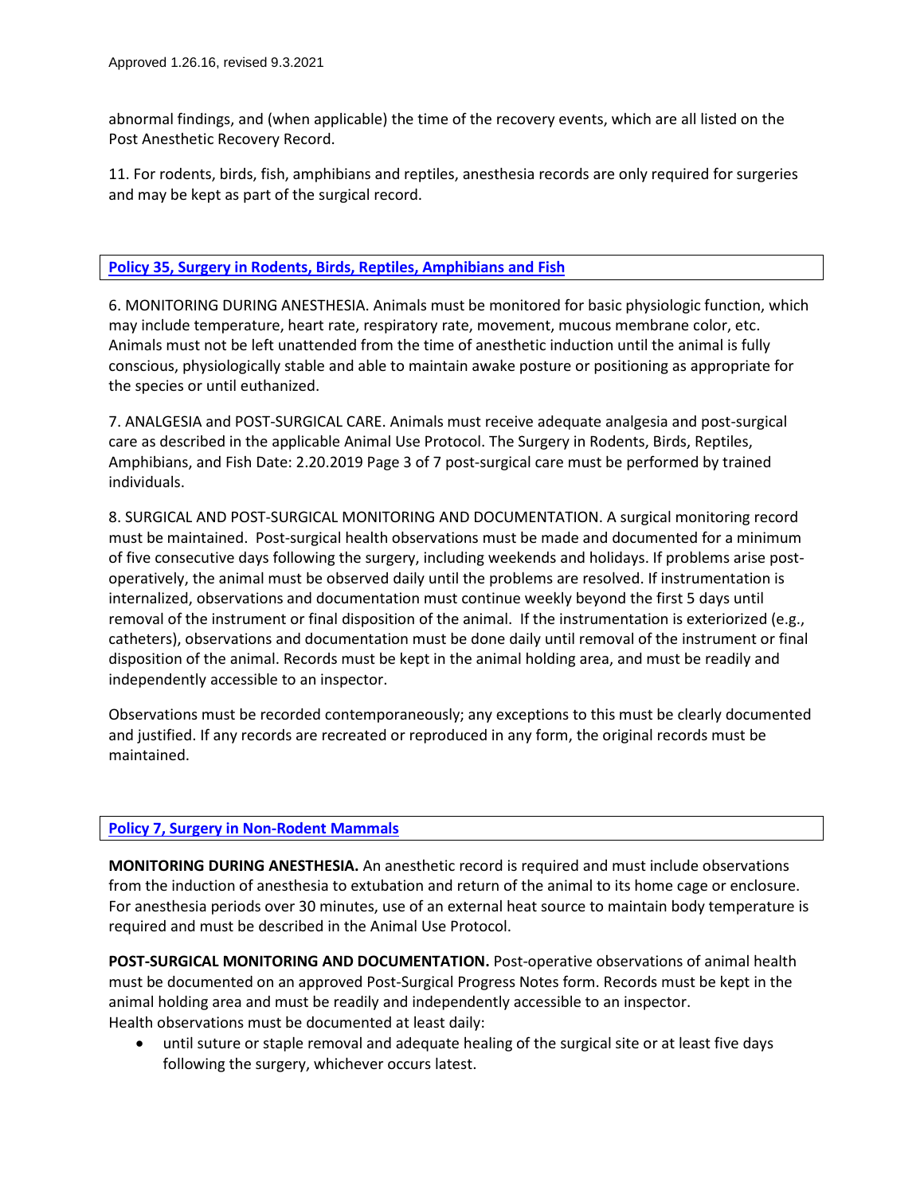abnormal findings, and (when applicable) the time of the recovery events, which are all listed on the Post Anesthetic Recovery Record.

11. For rodents, birds, fish, amphibians and reptiles, anesthesia records are only required for surgeries and may be kept as part of the surgical record.

**Policy 35, Surgery in Rodents, Birds, Reptiles, Amphibians and Fish**

6. MONITORING DURING ANESTHESIA. Animals must be monitored for basic physiologic function, which may include temperature, heart rate, respiratory rate, movement, mucous membrane color, etc. Animals must not be left unattended from the time of anesthetic induction until the animal is fully conscious, physiologically stable and able to maintain awake posture or positioning as appropriate for the species or until euthanized.

7. ANALGESIA and POST-SURGICAL CARE. Animals must receive adequate analgesia and post-surgical care as described in the applicable Animal Use Protocol. The Surgery in Rodents, Birds, Reptiles, Amphibians, and Fish Date: 2.20.2019 Page 3 of 7 post-surgical care must be performed by trained individuals.

8. SURGICAL AND POST-SURGICAL MONITORING AND DOCUMENTATION. A surgical monitoring record must be maintained. Post-surgical health observations must be made and documented for a minimum of five consecutive days following the surgery, including weekends and holidays. If problems arise post-operatively, the animal must be observed daily until the problems are resolved. If instrumentation is internalized, observations and documentation must continue weekly beyond the first 5 days until removal of the instrument or final disposition of the animal. If the instrumentation is exteriorized (e.g., catheters), observations and documentation must be done daily until removal of the instrument or final disposition of the animal. Records must be kept in the animal holding area, and must be readily and independently accessible to an inspector.

Observations must be recorded contemporaneously; any exceptions to this must be clearly documented and justified. If any records are recreated or reproduced in any form, the original records must be maintained.

**Policy 7, Surgery in Non-Rodent Mammals**

**MONITORING DURING ANESTHESIA.** An anesthetic record is required and must include observations from the induction of anesthesia to extubation and return of the animal to its home cage or enclosure. For anesthesia periods over 30 minutes, use of an external heat source to maintain body temperature is required and must be described in the Animal Use Protocol.

**POST-SURGICAL MONITORING AND DOCUMENTATION.** Post-operative observations of animal health must be documented on an approved Post-Surgical Progress Notes form. Records must be kept in the animal holding area and must be readily and independently accessible to an inspector.
Health observations must be documented at least daily:

- until suture or staple removal and adequate healing of the surgical site or at least five days following the surgery, whichever occurs latest.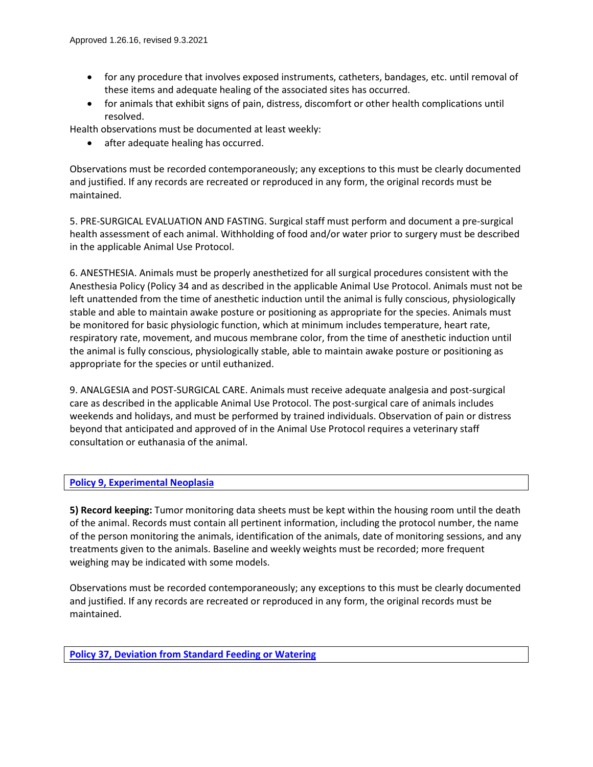- for any procedure that involves exposed instruments, catheters, bandages, etc. until removal of these items and adequate healing of the associated sites has occurred.
- for animals that exhibit signs of pain, distress, discomfort or other health complications until resolved.

Health observations must be documented at least weekly:

- after adequate healing has occurred.

Observations must be recorded contemporaneously; any exceptions to this must be clearly documented and justified. If any records are recreated or reproduced in any form, the original records must be maintained.

5. PRE-SURGICAL EVALUATION AND FASTING. Surgical staff must perform and document a pre-surgical health assessment of each animal. Withholding of food and/or water prior to surgery must be described in the applicable Animal Use Protocol.

6. ANESTHESIA. Animals must be properly anesthetized for all surgical procedures consistent with the Anesthesia Policy (Policy 34 and as described in the applicable Animal Use Protocol. Animals must not be left unattended from the time of anesthetic induction until the animal is fully conscious, physiologically stable and able to maintain awake posture or positioning as appropriate for the species. Animals must be monitored for basic physiologic function, which at minimum includes temperature, heart rate, respiratory rate, movement, and mucous membrane color, from the time of anesthetic induction until the animal is fully conscious, physiologically stable, able to maintain awake posture or positioning as appropriate for the species or until euthanized.

9. ANALGESIA and POST-SURGICAL CARE. Animals must receive adequate analgesia and post-surgical care as described in the applicable Animal Use Protocol. The post-surgical care of animals includes weekends and holidays, and must be performed by trained individuals. Observation of pain or distress beyond that anticipated and approved of in the Animal Use Protocol requires a veterinary staff consultation or euthanasia of the animal.

## Policy 9, Experimental Neoplasia

**5) Record keeping:** Tumor monitoring data sheets must be kept within the housing room until the death of the animal. Records must contain all pertinent information, including the protocol number, the name of the person monitoring the animals, identification of the animals, date of monitoring sessions, and any treatments given to the animals. Baseline and weekly weights must be recorded; more frequent weighing may be indicated with some models.

Observations must be recorded contemporaneously; any exceptions to this must be clearly documented and justified. If any records are recreated or reproduced in any form, the original records must be maintained.

## Policy 37, Deviation from Standard Feeding or Watering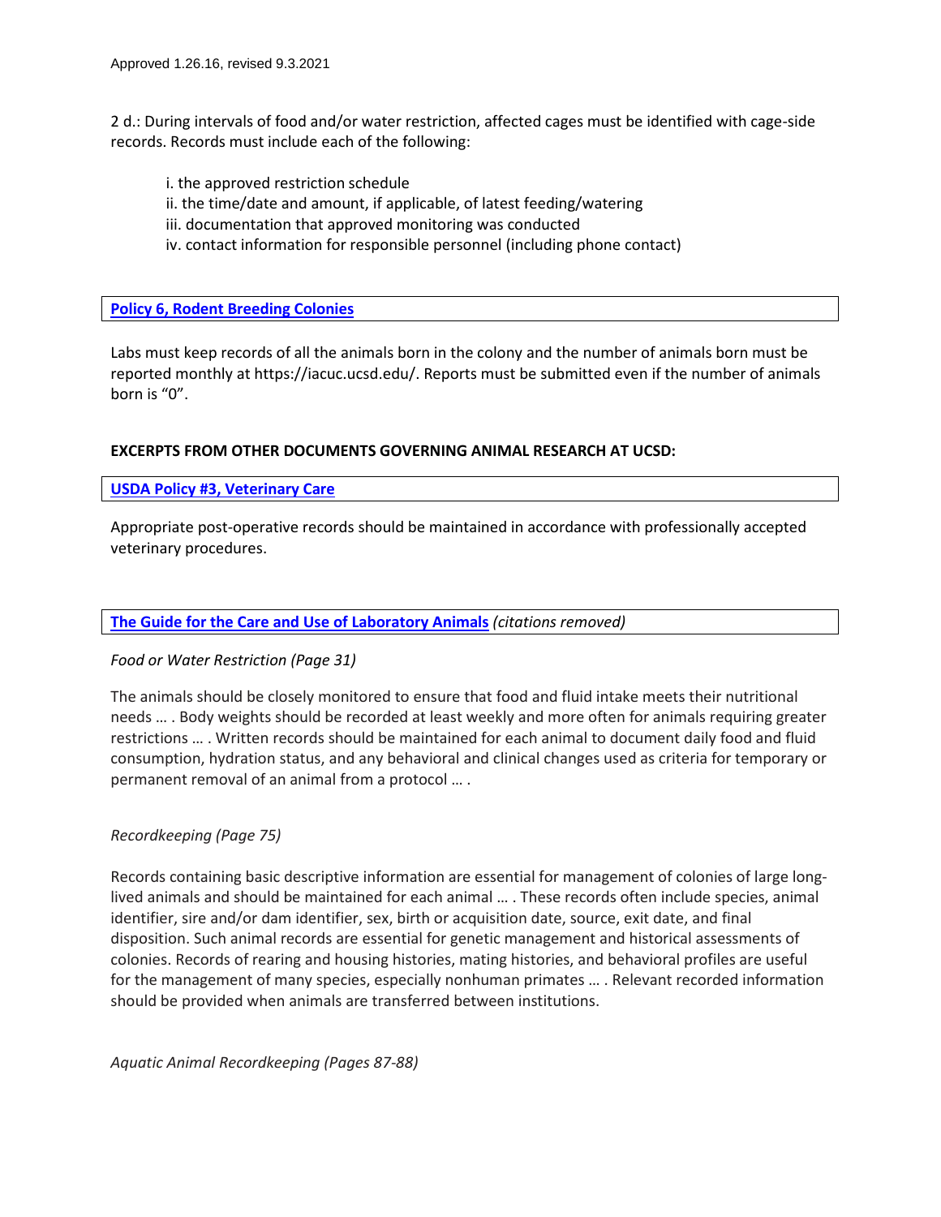2 d.: During intervals of food and/or water restriction, affected cages must be identified with cage-side records. Records must include each of the following:

i. the approved restriction schedule
ii. the time/date and amount, if applicable, of latest feeding/watering
iii. documentation that approved monitoring was conducted
iv. contact information for responsible personnel (including phone contact)

**Policy 6, Rodent Breeding Colonies**

Labs must keep records of all the animals born in the colony and the number of animals born must be reported monthly at https://iacuc.ucsd.edu/. Reports must be submitted even if the number of animals born is "0".

**EXCERPTS FROM OTHER DOCUMENTS GOVERNING ANIMAL RESEARCH AT UCSD:**

**USDA Policy #3, Veterinary Care**

Appropriate post-operative records should be maintained in accordance with professionally accepted veterinary procedures.

**The Guide for the Care and Use of Laboratory Animals** *(citations removed)*

*Food or Water Restriction (Page 31)*

The animals should be closely monitored to ensure that food and fluid intake meets their nutritional needs … . Body weights should be recorded at least weekly and more often for animals requiring greater restrictions … . Written records should be maintained for each animal to document daily food and fluid consumption, hydration status, and any behavioral and clinical changes used as criteria for temporary or permanent removal of an animal from a protocol … .

*Recordkeeping (Page 75)*

Records containing basic descriptive information are essential for management of colonies of large long-lived animals and should be maintained for each animal … . These records often include species, animal identifier, sire and/or dam identifier, sex, birth or acquisition date, source, exit date, and final disposition. Such animal records are essential for genetic management and historical assessments of colonies. Records of rearing and housing histories, mating histories, and behavioral profiles are useful for the management of many species, especially nonhuman primates … . Relevant recorded information should be provided when animals are transferred between institutions.

*Aquatic Animal Recordkeeping (Pages 87-88)*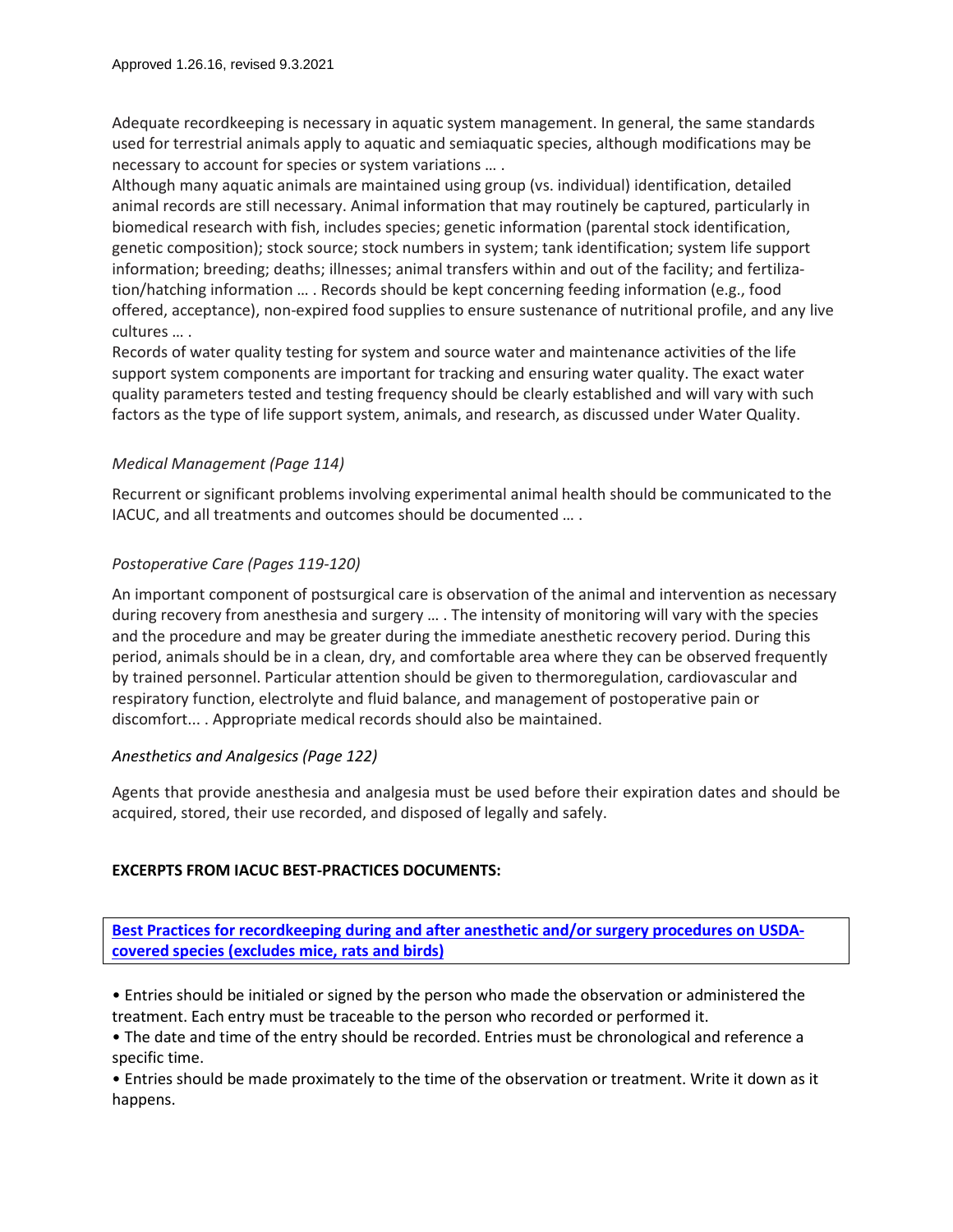Approved 1.26.16, revised 9.3.2021

Adequate recordkeeping is necessary in aquatic system management. In general, the same standards used for terrestrial animals apply to aquatic and semiaquatic species, although modifications may be necessary to account for species or system variations … .

Although many aquatic animals are maintained using group (vs. individual) identification, detailed animal records are still necessary. Animal information that may routinely be captured, particularly in biomedical research with fish, includes species; genetic information (parental stock identification, genetic composition); stock source; stock numbers in system; tank identification; system life support information; breeding; deaths; illnesses; animal transfers within and out of the facility; and fertilization/hatching information … . Records should be kept concerning feeding information (e.g., food offered, acceptance), non-expired food supplies to ensure sustenance of nutritional profile, and any live cultures … .

Records of water quality testing for system and source water and maintenance activities of the life support system components are important for tracking and ensuring water quality. The exact water quality parameters tested and testing frequency should be clearly established and will vary with such factors as the type of life support system, animals, and research, as discussed under Water Quality.

*Medical Management (Page 114)*

Recurrent or significant problems involving experimental animal health should be communicated to the IACUC, and all treatments and outcomes should be documented … .

*Postoperative Care (Pages 119-120)*

An important component of postsurgical care is observation of the animal and intervention as necessary during recovery from anesthesia and surgery … . The intensity of monitoring will vary with the species and the procedure and may be greater during the immediate anesthetic recovery period. During this period, animals should be in a clean, dry, and comfortable area where they can be observed frequently by trained personnel. Particular attention should be given to thermoregulation, cardiovascular and respiratory function, electrolyte and fluid balance, and management of postoperative pain or discomfort... . Appropriate medical records should also be maintained.

*Anesthetics and Analgesics (Page 122)*

Agents that provide anesthesia and analgesia must be used before their expiration dates and should be acquired, stored, their use recorded, and disposed of legally and safely.

**EXCERPTS FROM IACUC BEST-PRACTICES DOCUMENTS:**

**Best Practices for recordkeeping during and after anesthetic and/or surgery procedures on USDA-covered species (excludes mice, rats and birds)**

- Entries should be initialed or signed by the person who made the observation or administered the treatment. Each entry must be traceable to the person who recorded or performed it.
- The date and time of the entry should be recorded. Entries must be chronological and reference a specific time.
- Entries should be made proximately to the time of the observation or treatment. Write it down as it happens.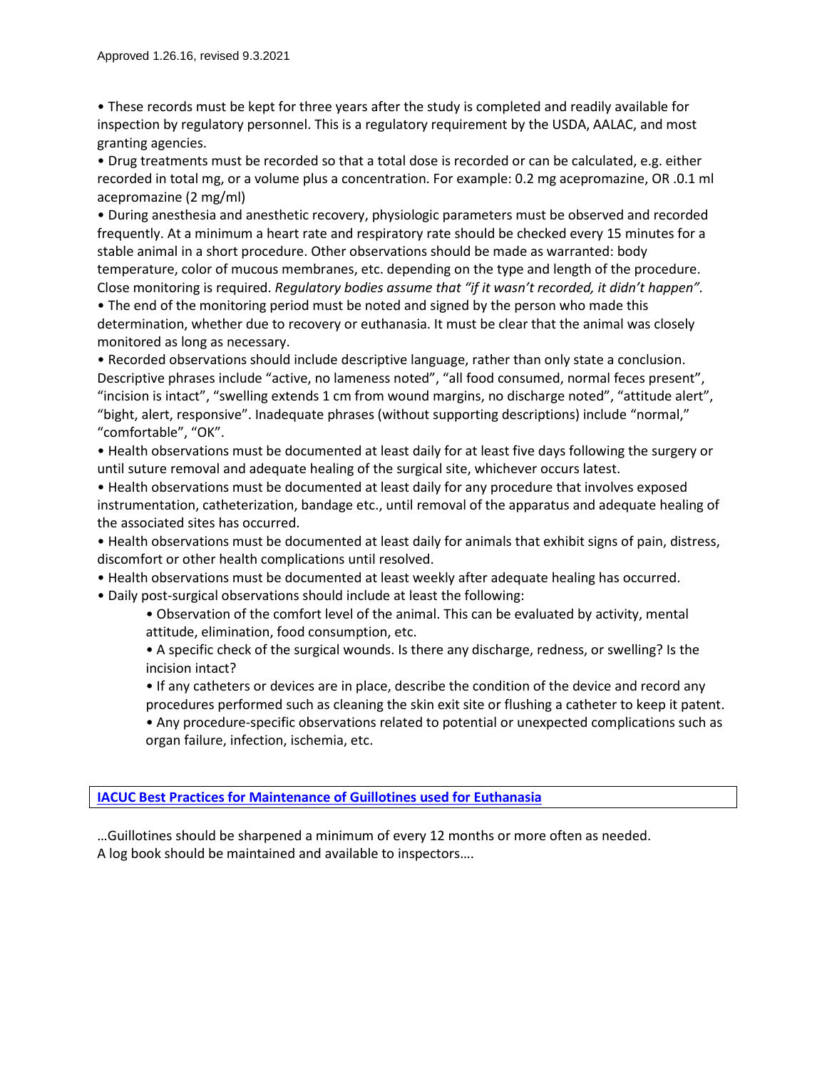- These records must be kept for three years after the study is completed and readily available for inspection by regulatory personnel. This is a regulatory requirement by the USDA, AALAC, and most granting agencies.
- Drug treatments must be recorded so that a total dose is recorded or can be calculated, e.g. either recorded in total mg, or a volume plus a concentration. For example: 0.2 mg acepromazine, OR .0.1 ml acepromazine (2 mg/ml)
- During anesthesia and anesthetic recovery, physiologic parameters must be observed and recorded frequently. At a minimum a heart rate and respiratory rate should be checked every 15 minutes for a stable animal in a short procedure. Other observations should be made as warranted: body temperature, color of mucous membranes, etc. depending on the type and length of the procedure. Close monitoring is required. *Regulatory bodies assume that "if it wasn't recorded, it didn't happen"*.
- The end of the monitoring period must be noted and signed by the person who made this determination, whether due to recovery or euthanasia. It must be clear that the animal was closely monitored as long as necessary.
- Recorded observations should include descriptive language, rather than only state a conclusion. Descriptive phrases include "active, no lameness noted", "all food consumed, normal feces present", "incision is intact", "swelling extends 1 cm from wound margins, no discharge noted", "attitude alert", "bight, alert, responsive". Inadequate phrases (without supporting descriptions) include "normal," "comfortable", "OK".
- Health observations must be documented at least daily for at least five days following the surgery or until suture removal and adequate healing of the surgical site, whichever occurs latest.
- Health observations must be documented at least daily for any procedure that involves exposed instrumentation, catheterization, bandage etc., until removal of the apparatus and adequate healing of the associated sites has occurred.
- Health observations must be documented at least daily for animals that exhibit signs of pain, distress, discomfort or other health complications until resolved.
- Health observations must be documented at least weekly after adequate healing has occurred.
- Daily post-surgical observations should include at least the following:
    - Observation of the comfort level of the animal. This can be evaluated by activity, mental attitude, elimination, food consumption, etc.
    - A specific check of the surgical wounds. Is there any discharge, redness, or swelling? Is the incision intact?
    - If any catheters or devices are in place, describe the condition of the device and record any procedures performed such as cleaning the skin exit site or flushing a catheter to keep it patent.
    - Any procedure-specific observations related to potential or unexpected complications such as organ failure, infection, ischemia, etc.

## IACUC Best Practices for Maintenance of Guillotines used for Euthanasia

…Guillotines should be sharpened a minimum of every 12 months or more often as needed.
A log book should be maintained and available to inspectors….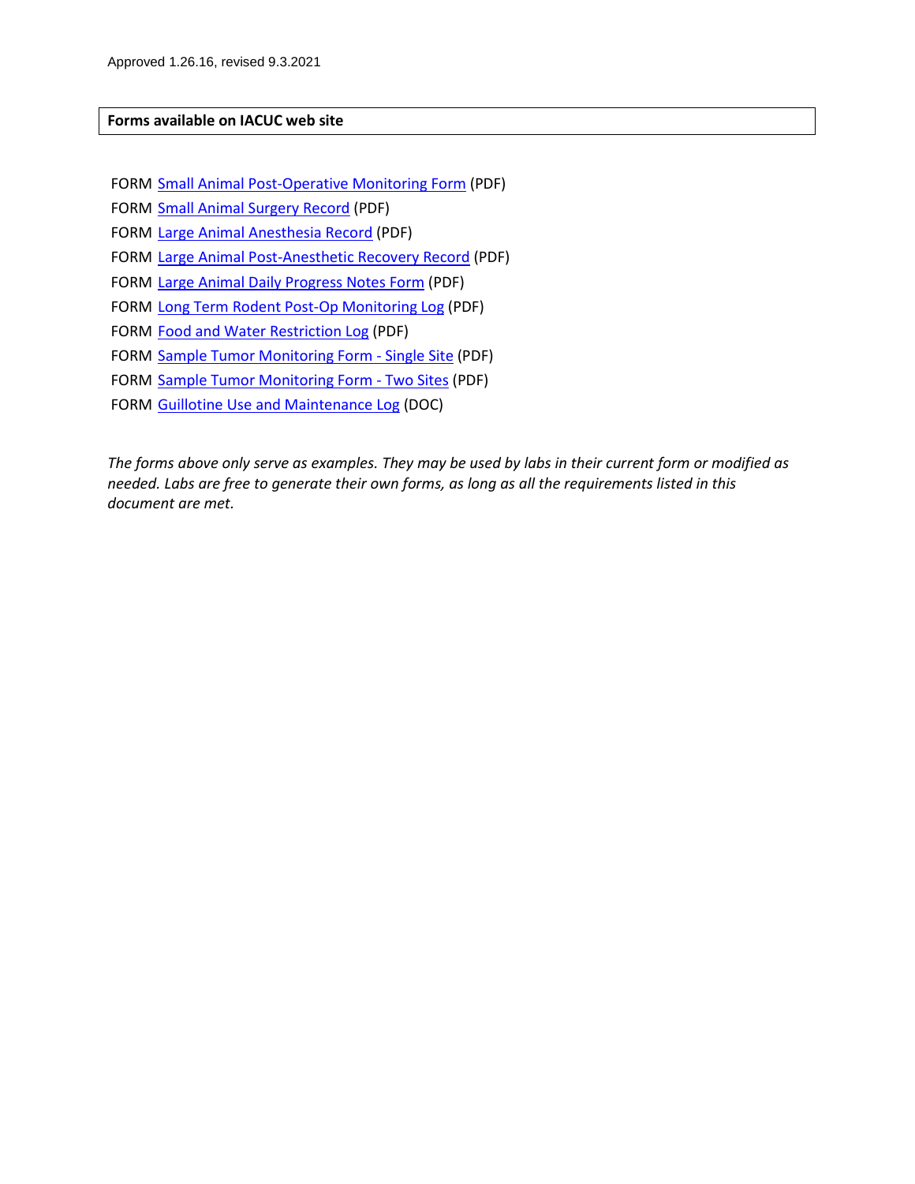Approved 1.26.16, revised 9.3.2021

**Forms available on IACUC web site**

FORM Small Animal Post-Operative Monitoring Form (PDF)
FORM Small Animal Surgery Record (PDF)
FORM Large Animal Anesthesia Record (PDF)
FORM Large Animal Post-Anesthetic Recovery Record (PDF)
FORM Large Animal Daily Progress Notes Form (PDF)
FORM Long Term Rodent Post-Op Monitoring Log (PDF)
FORM Food and Water Restriction Log (PDF)
FORM Sample Tumor Monitoring Form - Single Site (PDF)
FORM Sample Tumor Monitoring Form - Two Sites (PDF)
FORM Guillotine Use and Maintenance Log (DOC)

*The forms above only serve as examples. They may be used by labs in their current form or modified as needed. Labs are free to generate their own forms, as long as all the requirements listed in this document are met.*